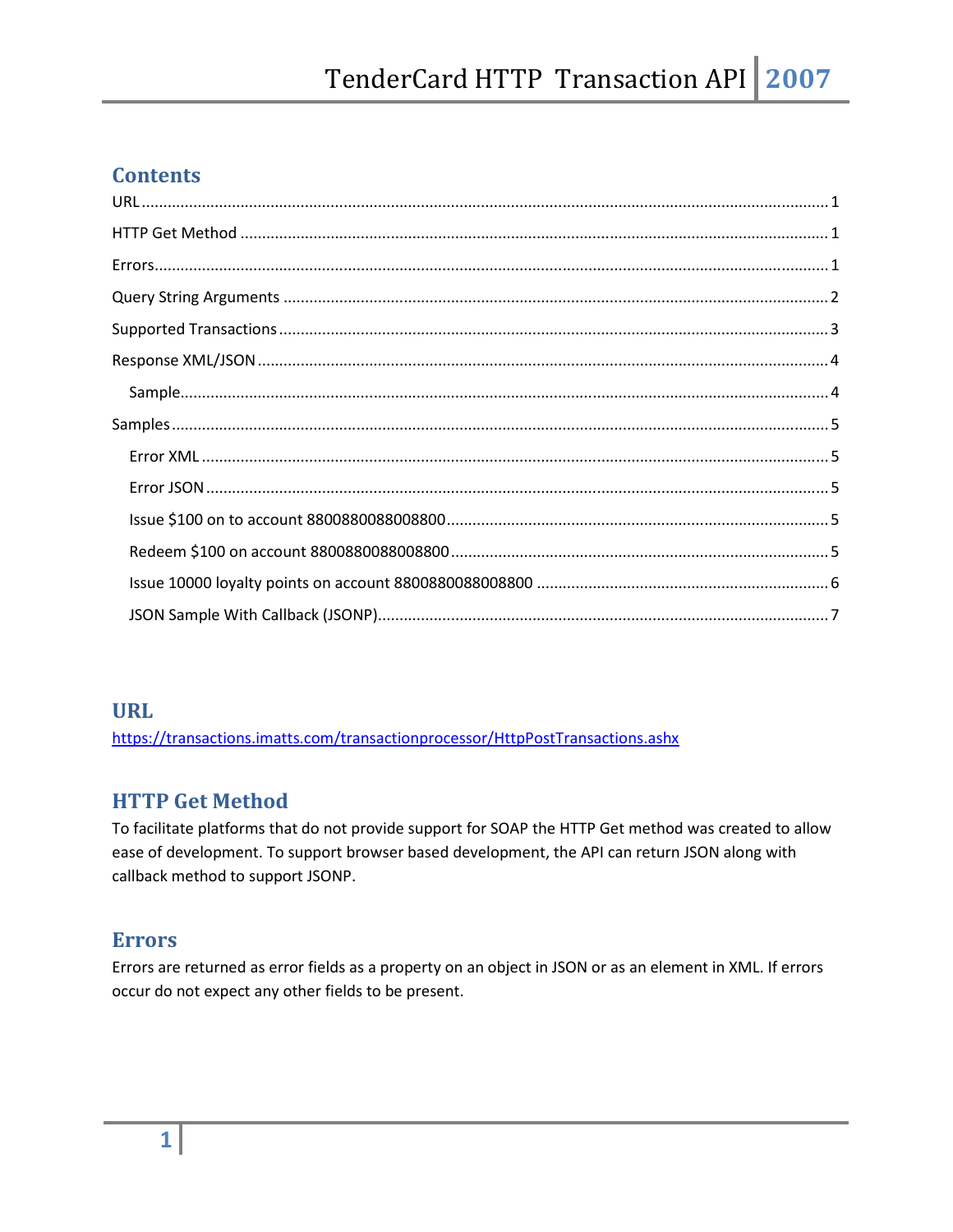# Contents

- URL ........ 1
- HTTP Get Method ........ 1
- Errors ........ 1
- Query String Arguments ........ 2
- Supported Transactions ........ 3
- Response XML/JSON ........ 4
  - Sample ........ 4
- Samples ........ 5
  - Error XML ........ 5
  - Error JSON ........ 5
  - Issue $100 on to account 8800880088008800 ........ 5
  - Redeem $100 on account 8800880088008800 ........ 5
  - Issue 10000 loyalty points on account 8800880088008800 ........ 6
  - JSON Sample With Callback (JSONP) ........ 7

## URL

https://transactions.imatts.com/transactionprocessor/HttpPostTransactions.ashx

## HTTP Get Method

To facilitate platforms that do not provide support for SOAP the HTTP Get method was created to allow ease of development. To support browser based development, the API can return JSON along with callback method to support JSONP.

## Errors

Errors are returned as error fields as a property on an object in JSON or as an element in XML. If errors occur do not expect any other fields to be present.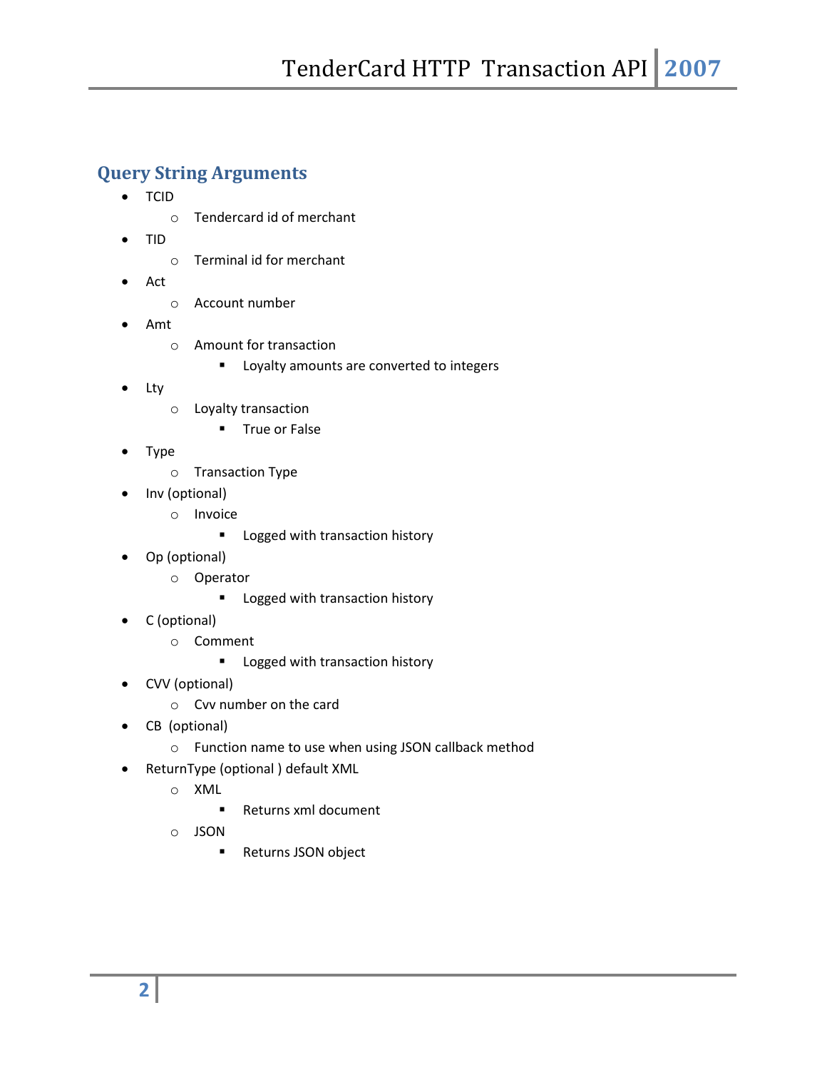## Query String Arguments

- TCID
  - Tendercard id of merchant
- TID
  - Terminal id for merchant
- Act
  - Account number
- Amt
  - Amount for transaction
    - Loyalty amounts are converted to integers
- Lty
  - Loyalty transaction
    - True or False
- Type
  - Transaction Type
- Inv (optional)
  - Invoice
    - Logged with transaction history
- Op (optional)
  - Operator
    - Logged with transaction history
- C (optional)
  - Comment
    - Logged with transaction history
- CVV (optional)
  - Cvv number on the card
- CB (optional)
  - Function name to use when using JSON callback method
- ReturnType (optional ) default XML
  - XML
    - Returns xml document
  - JSON
    - Returns JSON object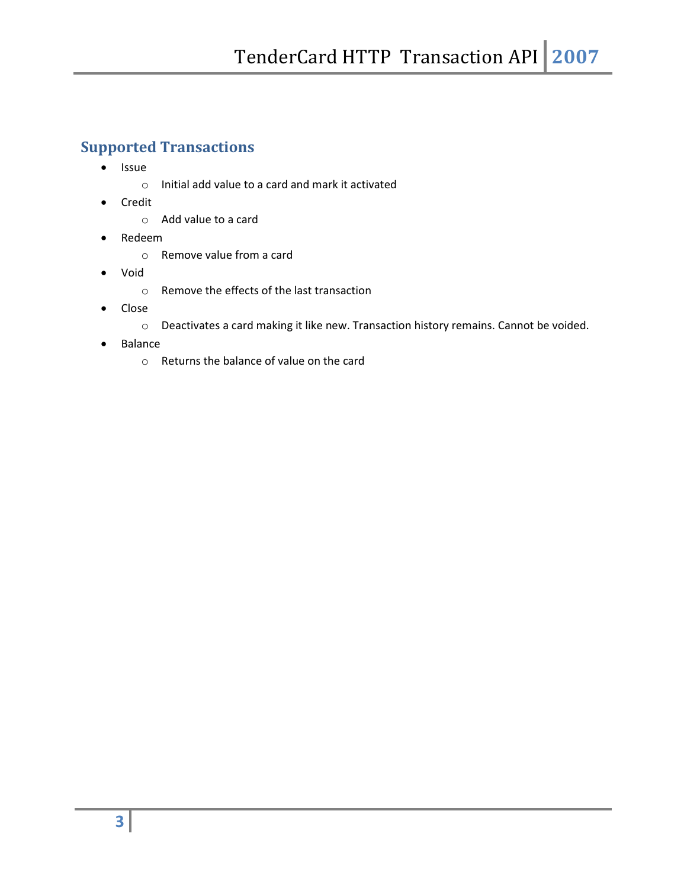## Supported Transactions

- Issue
  - Initial add value to a card and mark it activated
- Credit
  - Add value to a card
- Redeem
  - Remove value from a card
- Void
  - Remove the effects of the last transaction
- Close
  - Deactivates a card making it like new. Transaction history remains. Cannot be voided.
- Balance
  - Returns the balance of value on the card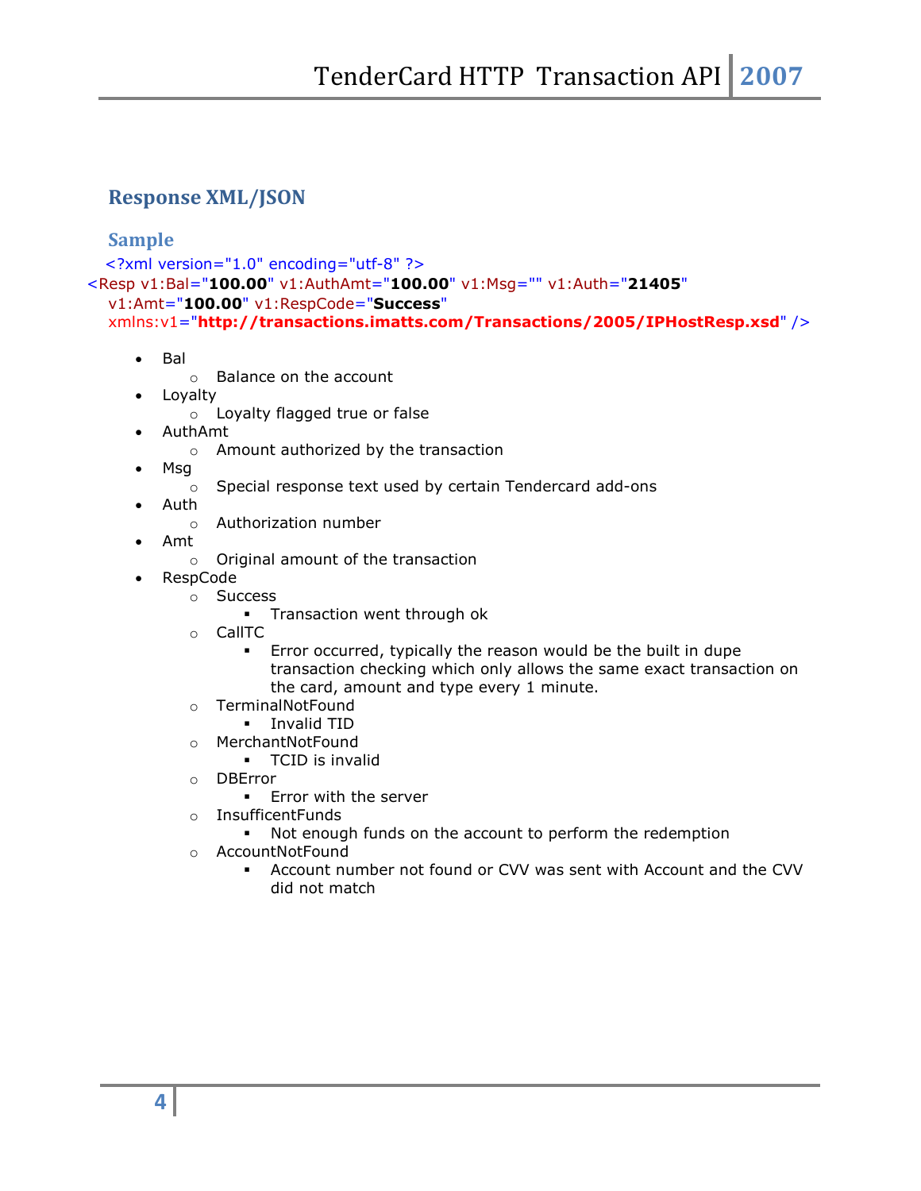## Response XML/JSON

### Sample

```xml
<?xml version="1.0" encoding="utf-8" ?>
<Resp v1:Bal="100.00" v1:AuthAmt="100.00" v1:Msg="" v1:Auth="21405"
  v1:Amt="100.00" v1:RespCode="Success"
  xmlns:v1="http://transactions.imatts.com/Transactions/2005/IPHostResp.xsd" />
```

- Bal
  - Balance on the account
- Loyalty
  - Loyalty flagged true or false
- AuthAmt
  - Amount authorized by the transaction
- Msg
  - Special response text used by certain Tendercard add-ons
- Auth
  - Authorization number
- Amt
  - Original amount of the transaction
- RespCode
  - Success
    - Transaction went through ok
  - CallTC
    - Error occurred, typically the reason would be the built in dupe transaction checking which only allows the same exact transaction on the card, amount and type every 1 minute.
  - TerminalNotFound
    - Invalid TID
  - MerchantNotFound
    - TCID is invalid
  - DBError
    - Error with the server
  - InsufficentFunds
    - Not enough funds on the account to perform the redemption
  - AccountNotFound
    - Account number not found or CVV was sent with Account and the CVV did not match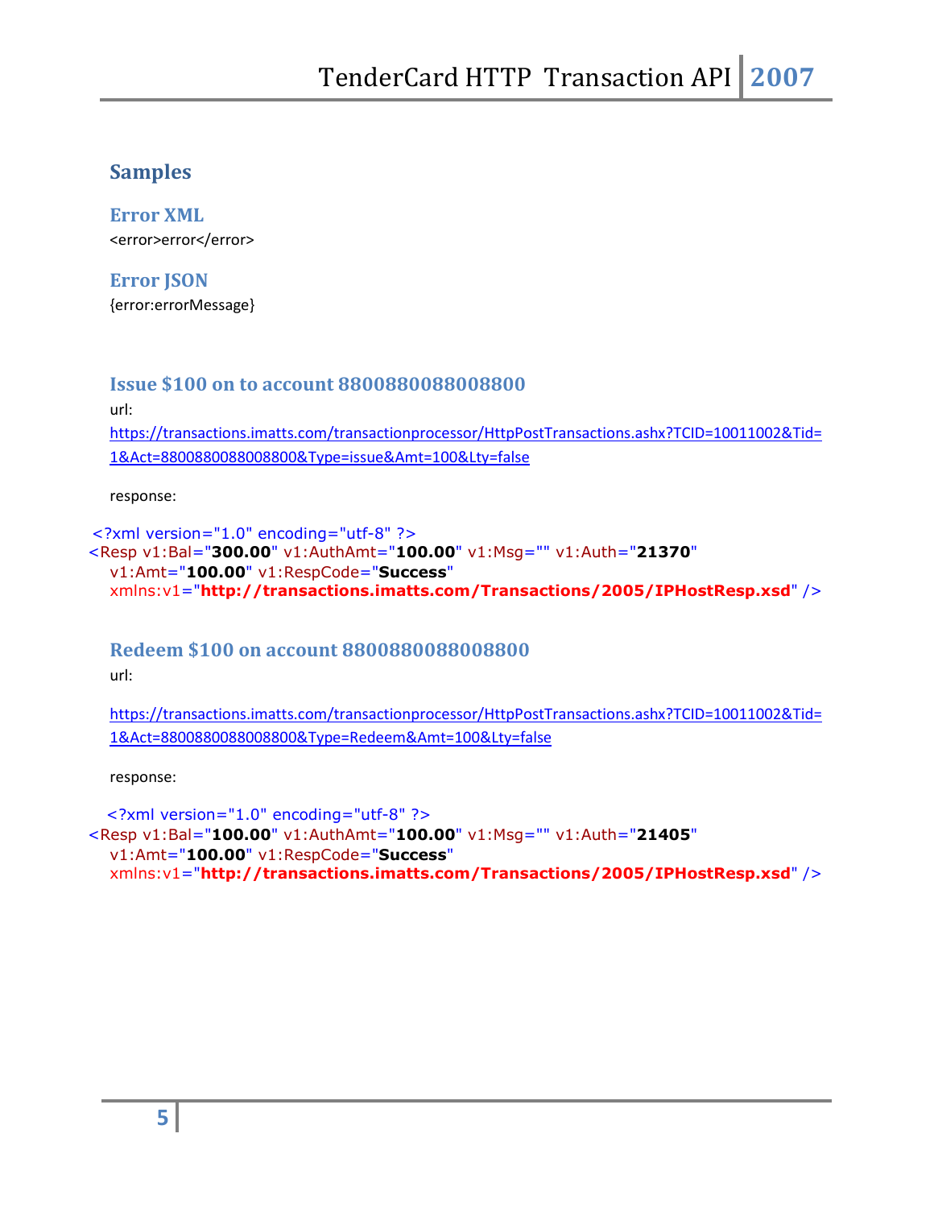## Samples

### Error XML

<error>error</error>

### Error JSON

{error:errorMessage}

### Issue $100 on to account 8800880088008800

url:

https://transactions.imatts.com/transactionprocessor/HttpPostTransactions.ashx?TCID=10011002&Tid=1&Act=8800880088008800&Type=issue&Amt=100&Lty=false

response:

```
<?xml version="1.0" encoding="utf-8" ?>
<Resp v1:Bal="300.00" v1:AuthAmt="100.00" v1:Msg="" v1:Auth="21370"
  v1:Amt="100.00" v1:RespCode="Success"
  xmlns:v1="http://transactions.imatts.com/Transactions/2005/IPHostResp.xsd" />
```

### Redeem $100 on account 8800880088008800

url:

https://transactions.imatts.com/transactionprocessor/HttpPostTransactions.ashx?TCID=10011002&Tid=1&Act=8800880088008800&Type=Redeem&Amt=100&Lty=false

response:

```
<?xml version="1.0" encoding="utf-8" ?>
<Resp v1:Bal="100.00" v1:AuthAmt="100.00" v1:Msg="" v1:Auth="21405"
  v1:Amt="100.00" v1:RespCode="Success"
  xmlns:v1="http://transactions.imatts.com/Transactions/2005/IPHostResp.xsd" />
```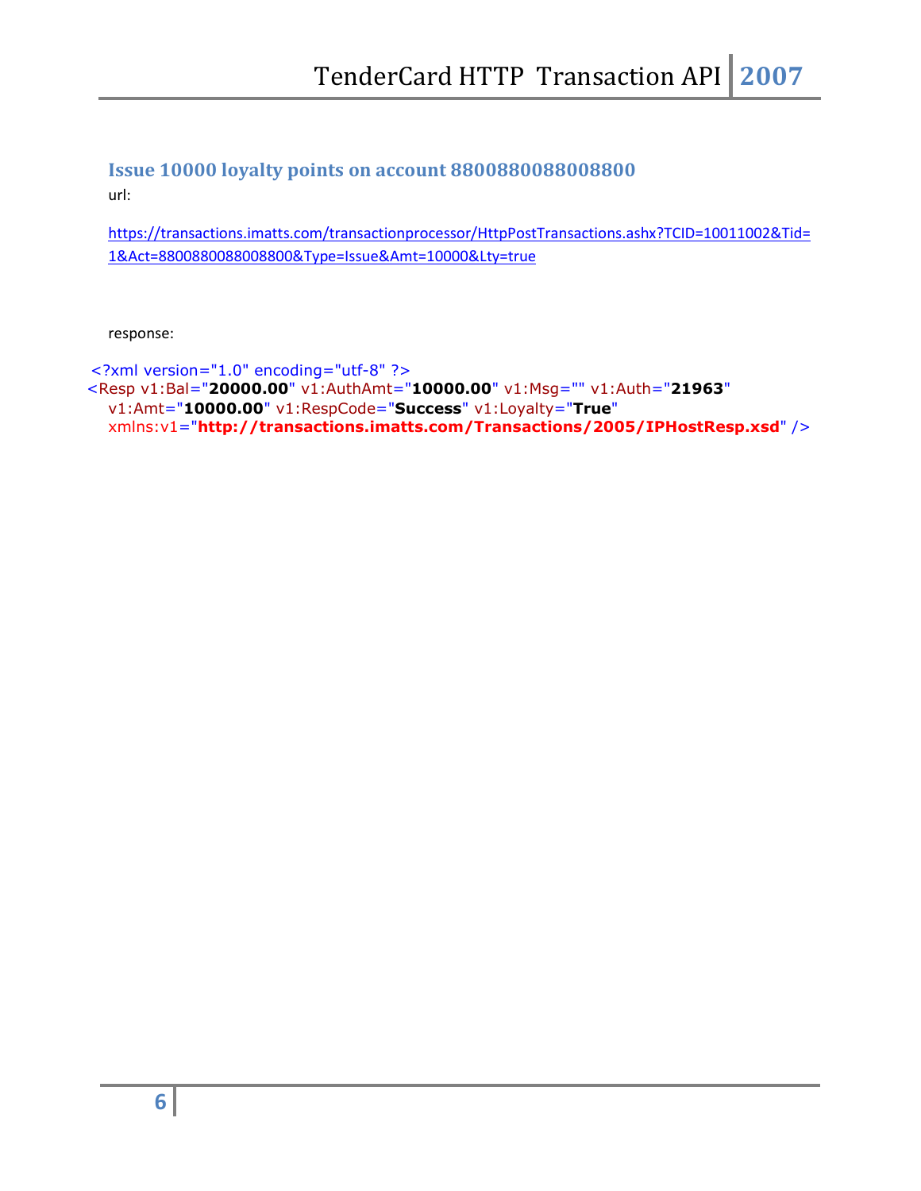### Issue 10000 loyalty points on account 8800880088008800

url:

https://transactions.imatts.com/transactionprocessor/HttpPostTransactions.ashx?TCID=10011002&Tid=1&Act=8800880088008800&Type=Issue&Amt=10000&Lty=true

response:

```
<?xml version="1.0" encoding="utf-8" ?>
<Resp v1:Bal="20000.00" v1:AuthAmt="10000.00" v1:Msg="" v1:Auth="21963"
  v1:Amt="10000.00" v1:RespCode="Success" v1:Loyalty="True"
  xmlns:v1="http://transactions.imatts.com/Transactions/2005/IPHostResp.xsd" />
```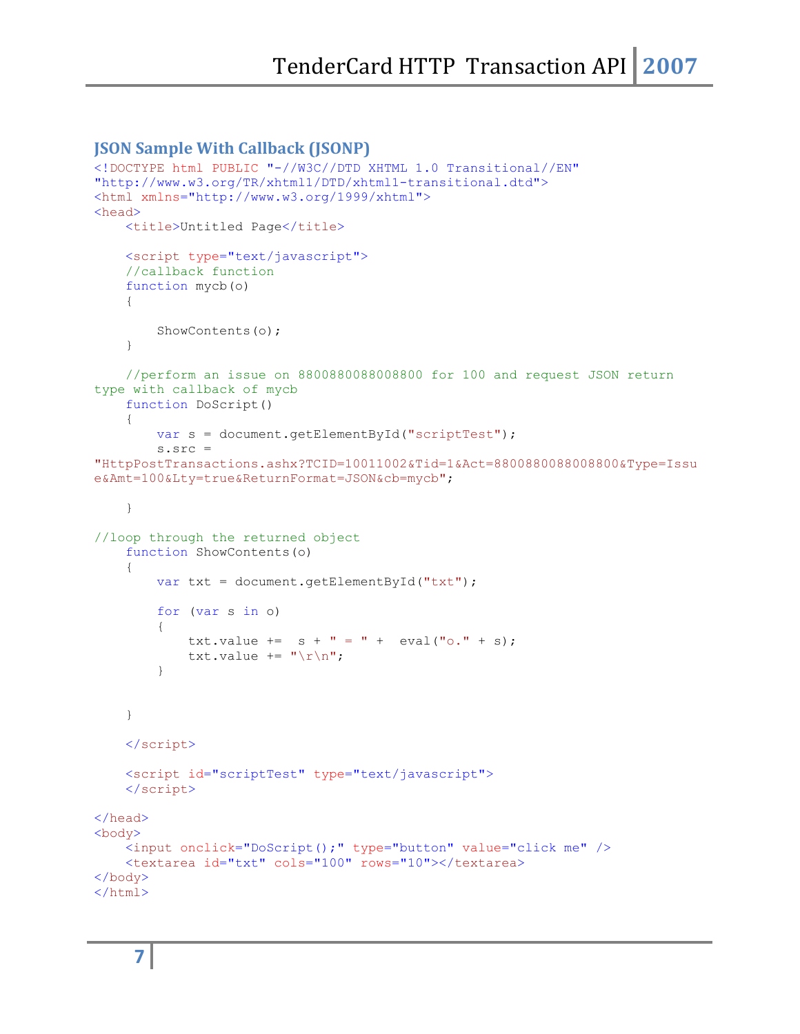## JSON Sample With Callback (JSONP)

```
<!DOCTYPE html PUBLIC "-//W3C//DTD XHTML 1.0 Transitional//EN"
"http://www.w3.org/TR/xhtml1/DTD/xhtml1-transitional.dtd">
<html xmlns="http://www.w3.org/1999/xhtml">
<head>
    <title>Untitled Page</title>

    <script type="text/javascript">
    //callback function
    function mycb(o)
    {

        ShowContents(o);
    }

    //perform an issue on 8800880088008800 for 100 and request JSON return
type with callback of mycb
    function DoScript()
    {
        var s = document.getElementById("scriptTest");
        s.src =
"HttpPostTransactions.ashx?TCID=10011002&Tid=1&Act=8800880088008800&Type=Issu
e&Amt=100&Lty=true&ReturnFormat=JSON&cb=mycb";

    }

//loop through the returned object
    function ShowContents(o)
    {
        var txt = document.getElementById("txt");

        for (var s in o)
        {
            txt.value +=  s + " = " +  eval("o." + s);
            txt.value += "\r\n";
        }


    }

    </script>

    <script id="scriptTest" type="text/javascript">
    </script>

</head>
<body>
    <input onclick="DoScript();" type="button" value="click me" />
    <textarea id="txt" cols="100" rows="10"></textarea>
</body>
</html>
```